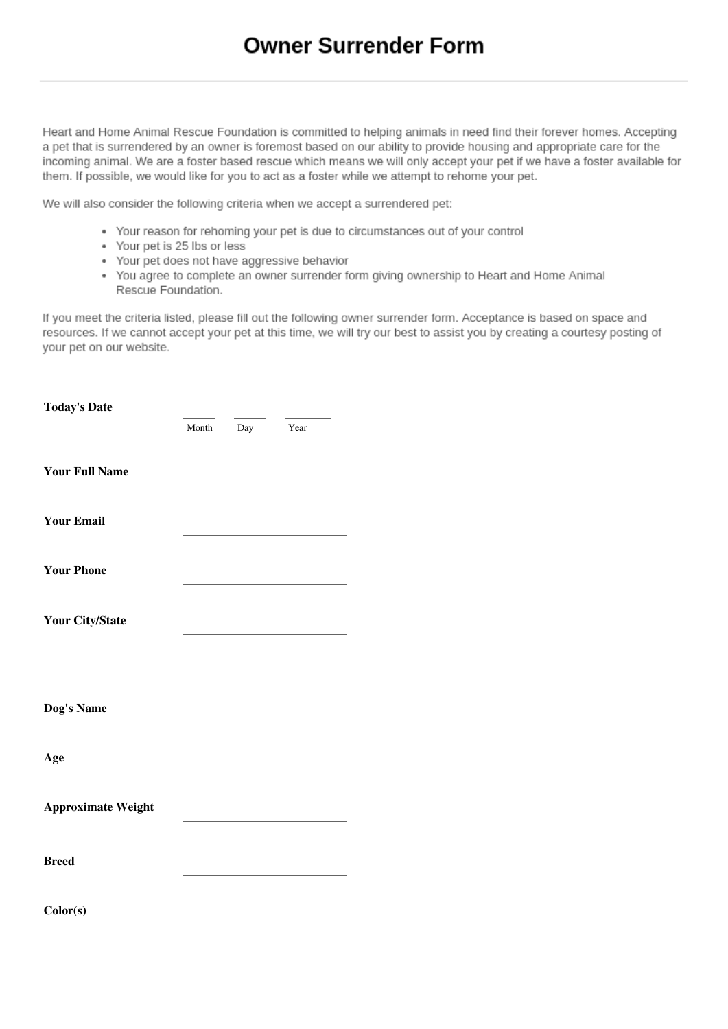# Owner Surrender Form

Heart and Home Animal Rescue Foundation is committed to helping animals in need find their forever homes. Accepting a pet that is surrendered by an owner is foremost based on our ability to provide housing and appropriate care for the incoming animal. We are a foster based rescue which means we will only accept your pet if we have a foster available for them. If possible, we would like for you to act as a foster while we attempt to rehome your pet.

We will also consider the following criteria when we accept a surrendered pet:

- Your reason for rehoming your pet is due to circumstances out of your control
- Your pet is 25 lbs or less
- Your pet does not have aggressive behavior
- You agree to complete an owner surrender form giving ownership to Heart and Home Animal Rescue Foundation.

If you meet the criteria listed, please fill out the following owner surrender form. Acceptance is based on space and resources. If we cannot accept your pet at this time, we will try our best to assist you by creating a courtesy posting of your pet on our website.

**Today's Date** ______ Month ______ Day ________ Year

**Your Full Name** ____________________

**Your Email** ____________________

**Your Phone** ____________________

**Your City/State** ____________________

**Dog's Name** ____________________

**Age** ____________________

**Approximate Weight** ____________________

**Breed** ____________________

**Color(s)** ____________________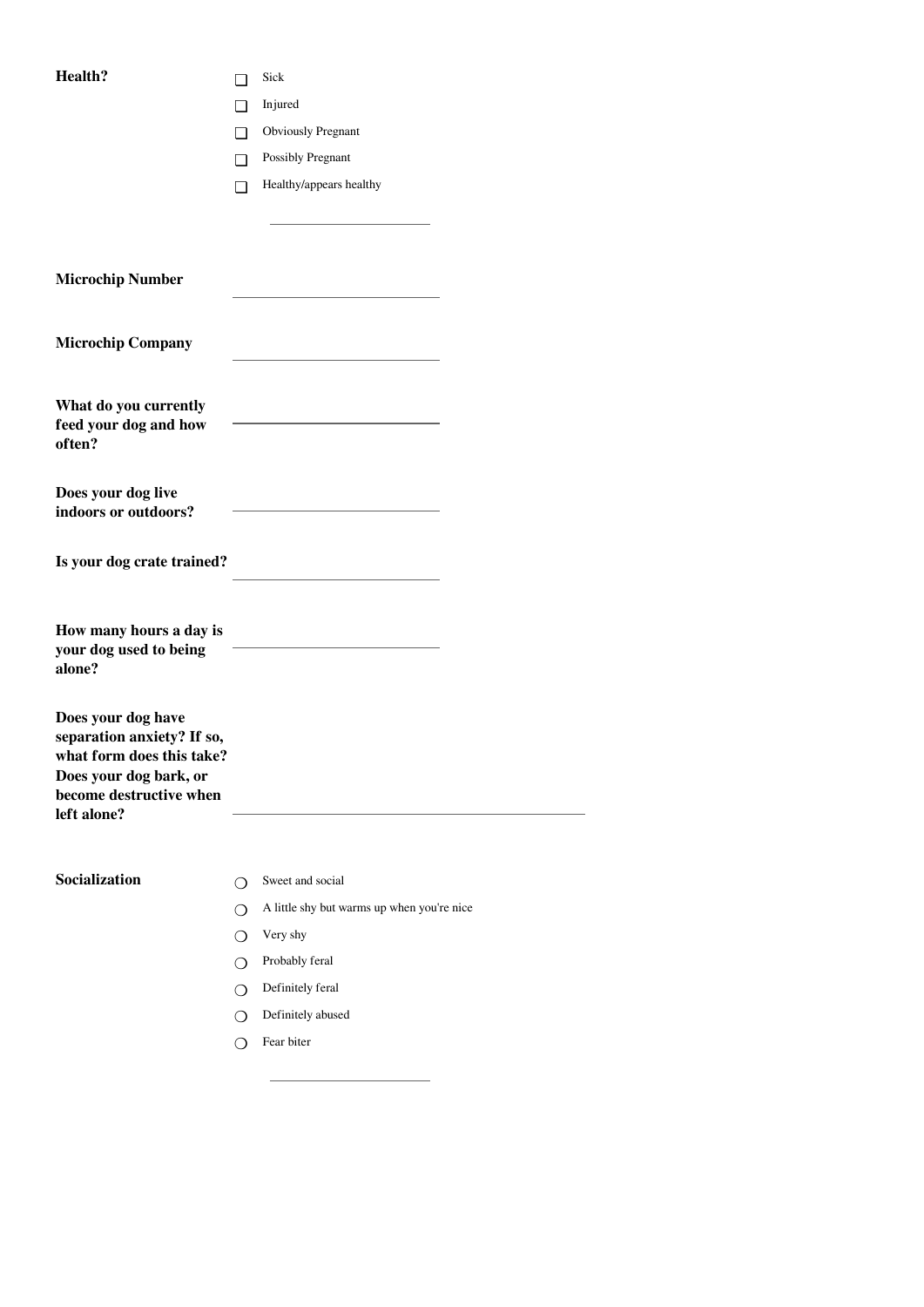**Health?**

- [ ] Sick
- [ ] Injured
- [ ] Obviously Pregnant
- [ ] Possibly Pregnant
- [ ] Healthy/appears healthy

______________________

**Microchip Number** ______________________

**Microchip Company** ______________________

**What do you currently feed your dog and how often?** ______________________

**Does your dog live indoors or outdoors?** ______________________

**Is your dog crate trained?** ______________________

**How many hours a day is your dog used to being alone?** ______________________

**Does your dog have separation anxiety? If so, what form does this take? Does your dog bark, or become destructive when left alone?** ______________________

**Socialization**

- ○ Sweet and social
- ○ A little shy but warms up when you're nice
- ○ Very shy
- ○ Probably feral
- ○ Definitely feral
- ○ Definitely abused
- ○ Fear biter

______________________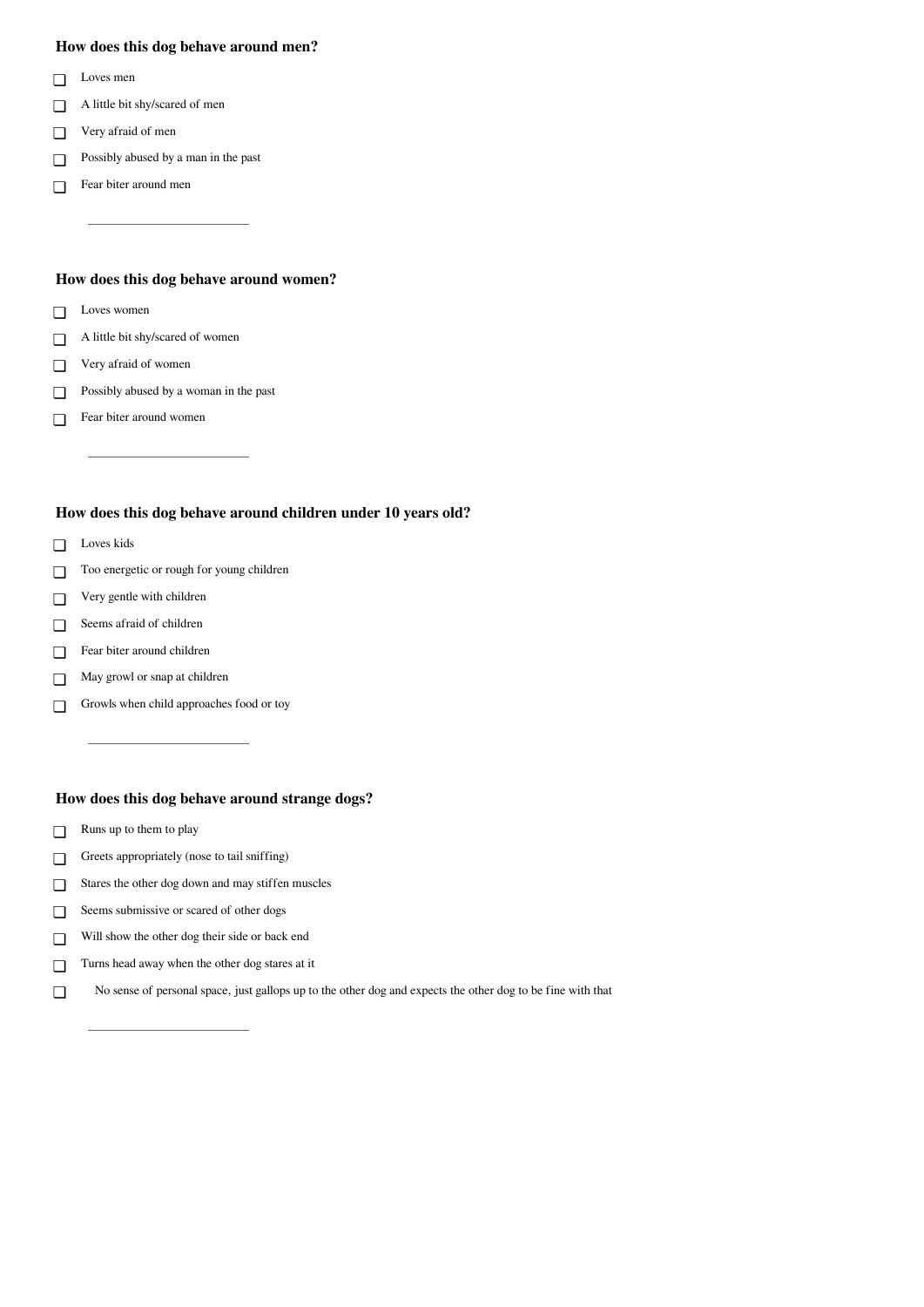### How does this dog behave around men?

- [ ] Loves men
- [ ] A little bit shy/scared of men
- [ ] Very afraid of men
- [ ] Possibly abused by a man in the past
- [ ] Fear biter around men

\_\_\_\_\_\_\_\_\_\_\_\_\_\_\_\_\_\_\_\_\_\_\_\_

### How does this dog behave around women?

- [ ] Loves women
- [ ] A little bit shy/scared of women
- [ ] Very afraid of women
- [ ] Possibly abused by a woman in the past
- [ ] Fear biter around women

\_\_\_\_\_\_\_\_\_\_\_\_\_\_\_\_\_\_\_\_\_\_\_\_

### How does this dog behave around children under 10 years old?

- [ ] Loves kids
- [ ] Too energetic or rough for young children
- [ ] Very gentle with children
- [ ] Seems afraid of children
- [ ] Fear biter around children
- [ ] May growl or snap at children
- [ ] Growls when child approaches food or toy

\_\_\_\_\_\_\_\_\_\_\_\_\_\_\_\_\_\_\_\_\_\_\_\_

### How does this dog behave around strange dogs?

- [ ] Runs up to them to play
- [ ] Greets appropriately (nose to tail sniffing)
- [ ] Stares the other dog down and may stiffen muscles
- [ ] Seems submissive or scared of other dogs
- [ ] Will show the other dog their side or back end
- [ ] Turns head away when the other dog stares at it
- [ ] No sense of personal space, just gallops up to the other dog and expects the other dog to be fine with that

\_\_\_\_\_\_\_\_\_\_\_\_\_\_\_\_\_\_\_\_\_\_\_\_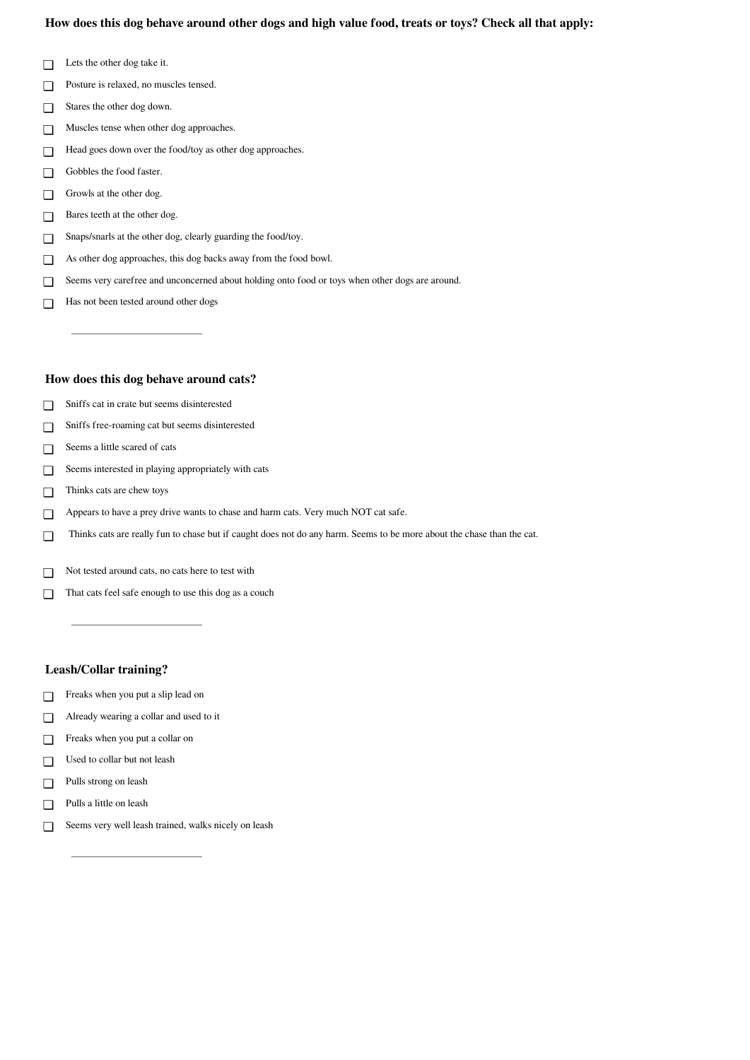**How does this dog behave around other dogs and high value food, treats or toys? Check all that apply:**

- [ ] Lets the other dog take it.
- [ ] Posture is relaxed, no muscles tensed.
- [ ] Stares the other dog down.
- [ ] Muscles tense when other dog approaches.
- [ ] Head goes down over the food/toy as other dog approaches.
- [ ] Gobbles the food faster.
- [ ] Growls at the other dog.
- [ ] Bares teeth at the other dog.
- [ ] Snaps/snarls at the other dog, clearly guarding the food/toy.
- [ ] As other dog approaches, this dog backs away from the food bowl.
- [ ] Seems very carefree and unconcerned about holding onto food or toys when other dogs are around.
- [ ] Has not been tested around other dogs

\_\_\_\_\_\_\_\_\_\_\_\_\_\_\_\_\_\_\_\_\_\_\_\_\_\_

**How does this dog behave around cats?**

- [ ] Sniffs cat in crate but seems disinterested
- [ ] Sniffs free-roaming cat but seems disinterested
- [ ] Seems a little scared of cats
- [ ] Seems interested in playing appropriately with cats
- [ ] Thinks cats are chew toys
- [ ] Appears to have a prey drive wants to chase and harm cats. Very much NOT cat safe.
- [ ] Thinks cats are really fun to chase but if caught does not do any harm. Seems to be more about the chase than the cat.
- [ ] Not tested around cats, no cats here to test with
- [ ] That cats feel safe enough to use this dog as a couch

\_\_\_\_\_\_\_\_\_\_\_\_\_\_\_\_\_\_\_\_\_\_\_\_\_\_

**Leash/Collar training?**

- [ ] Freaks when you put a slip lead on
- [ ] Already wearing a collar and used to it
- [ ] Freaks when you put a collar on
- [ ] Used to collar but not leash
- [ ] Pulls strong on leash
- [ ] Pulls a little on leash
- [ ] Seems very well leash trained, walks nicely on leash

\_\_\_\_\_\_\_\_\_\_\_\_\_\_\_\_\_\_\_\_\_\_\_\_\_\_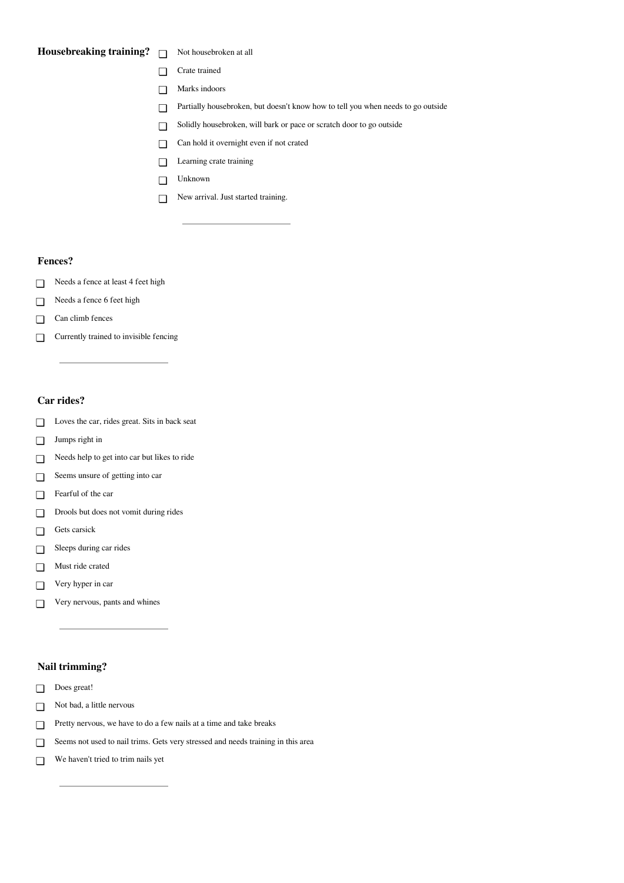**Housebreaking training?**

- [ ] Not housebroken at all
- [ ] Crate trained
- [ ] Marks indoors
- [ ] Partially housebroken, but doesn't know how to tell you when needs to go outside
- [ ] Solidly housebroken, will bark or pace or scratch door to go outside
- [ ] Can hold it overnight even if not crated
- [ ] Learning crate training
- [ ] Unknown
- [ ] New arrival. Just started training.

\_\_\_\_\_\_\_\_\_\_\_\_\_\_\_\_\_\_\_\_\_\_\_\_

**Fences?**

- [ ] Needs a fence at least 4 feet high
- [ ] Needs a fence 6 feet high
- [ ] Can climb fences
- [ ] Currently trained to invisible fencing

\_\_\_\_\_\_\_\_\_\_\_\_\_\_\_\_\_\_\_\_\_\_\_\_

**Car rides?**

- [ ] Loves the car, rides great. Sits in back seat
- [ ] Jumps right in
- [ ] Needs help to get into car but likes to ride
- [ ] Seems unsure of getting into car
- [ ] Fearful of the car
- [ ] Drools but does not vomit during rides
- [ ] Gets carsick
- [ ] Sleeps during car rides
- [ ] Must ride crated
- [ ] Very hyper in car
- [ ] Very nervous, pants and whines

\_\_\_\_\_\_\_\_\_\_\_\_\_\_\_\_\_\_\_\_\_\_\_\_

**Nail trimming?**

- [ ] Does great!
- [ ] Not bad, a little nervous
- [ ] Pretty nervous, we have to do a few nails at a time and take breaks
- [ ] Seems not used to nail trims. Gets very stressed and needs training in this area
- [ ] We haven't tried to trim nails yet

\_\_\_\_\_\_\_\_\_\_\_\_\_\_\_\_\_\_\_\_\_\_\_\_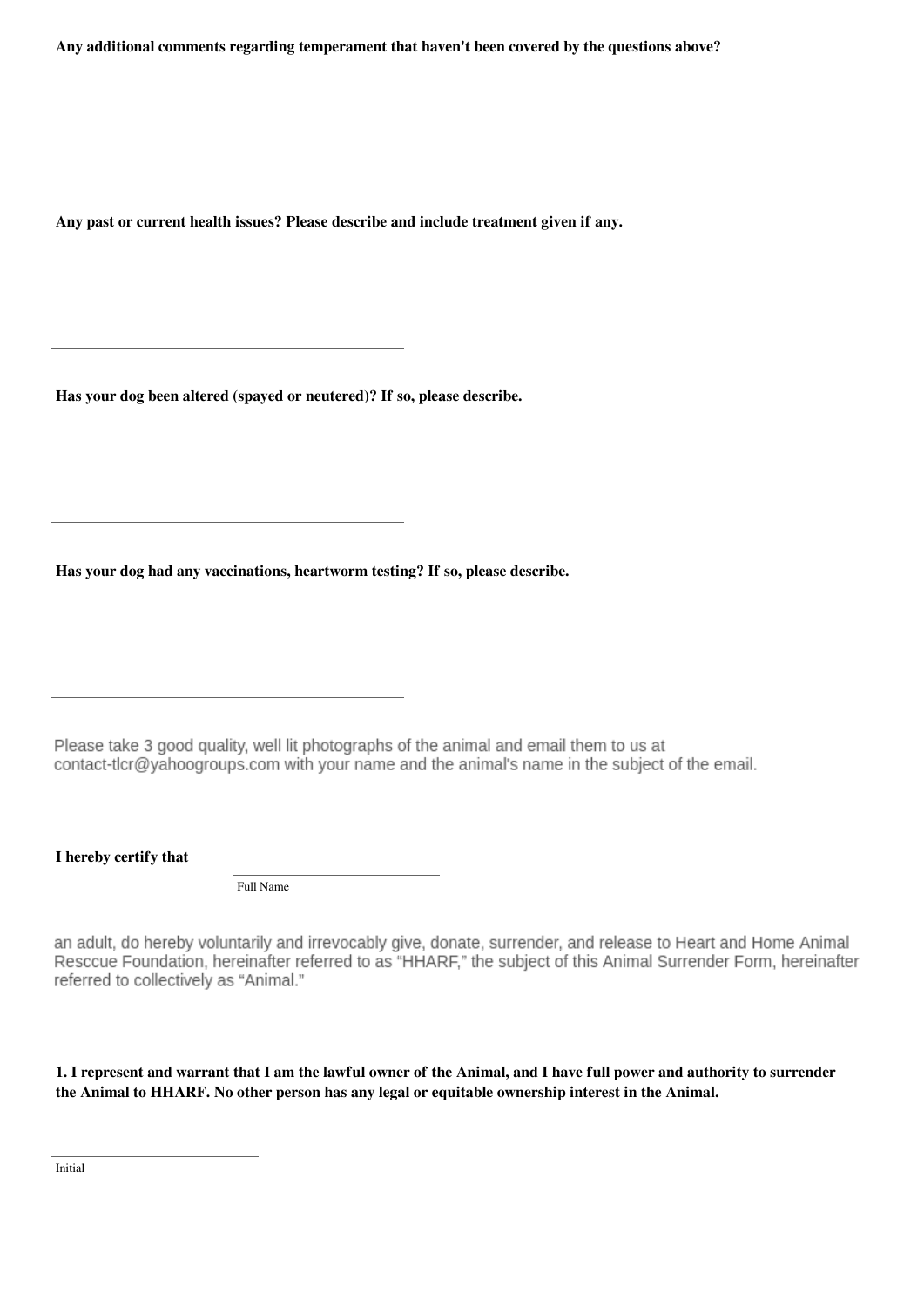**Any additional comments regarding temperament that haven't been covered by the questions above?**

---

**Any past or current health issues? Please describe and include treatment given if any.**

---

**Has your dog been altered (spayed or neutered)? If so, please describe.**

---

**Has your dog had any vaccinations, heartworm testing? If so, please describe.**

---

Please take 3 good quality, well lit photographs of the animal and email them to us at contact-tlcr@yahoogroups.com with your name and the animal's name in the subject of the email.

**I hereby certify that** ______________________
Full Name

an adult, do hereby voluntarily and irrevocably give, donate, surrender, and release to Heart and Home Animal Resccue Foundation, hereinafter referred to as "HHARF," the subject of this Animal Surrender Form, hereinafter referred to collectively as "Animal."

**1. I represent and warrant that I am the lawful owner of the Animal, and I have full power and authority to surrender the Animal to HHARF. No other person has any legal or equitable ownership interest in the Animal.**

______________________
Initial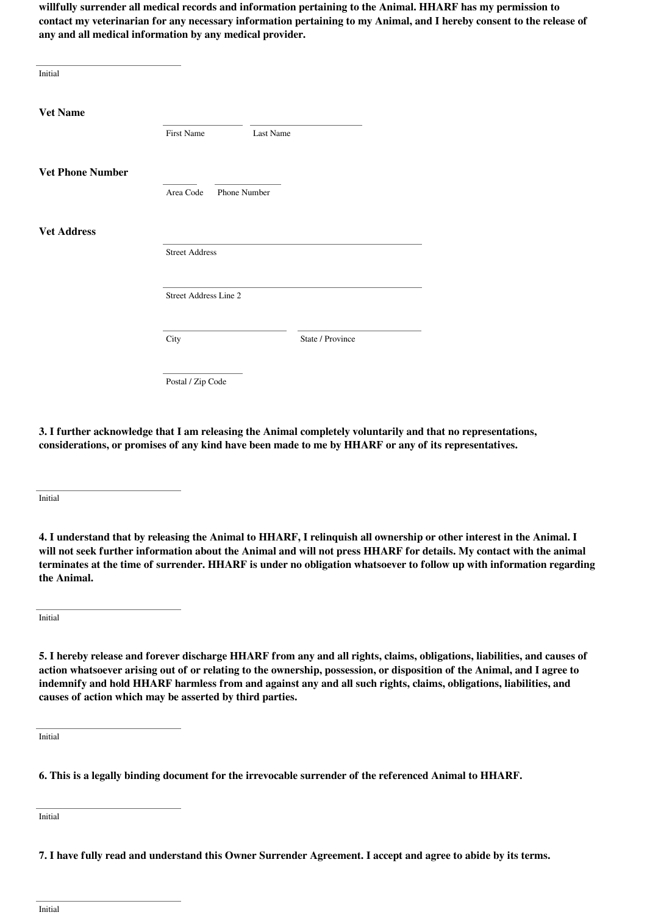**willfully surrender all medical records and information pertaining to the Animal. HHARF has my permission to contact my veterinarian for any necessary information pertaining to my Animal, and I hereby consent to the release of any and all medical information by any medical provider.**

Initial

**Vet Name**

First Name    Last Name

**Vet Phone Number**

Area Code    Phone Number

**Vet Address**

Street Address

Street Address Line 2

City    State / Province

Postal / Zip Code

**3. I further acknowledge that I am releasing the Animal completely voluntarily and that no representations, considerations, or promises of any kind have been made to me by HHARF or any of its representatives.**

Initial

**4. I understand that by releasing the Animal to HHARF, I relinquish all ownership or other interest in the Animal. I will not seek further information about the Animal and will not press HHARF for details. My contact with the animal terminates at the time of surrender. HHARF is under no obligation whatsoever to follow up with information regarding the Animal.**

Initial

**5. I hereby release and forever discharge HHARF from any and all rights, claims, obligations, liabilities, and causes of action whatsoever arising out of or relating to the ownership, possession, or disposition of the Animal, and I agree to indemnify and hold HHARF harmless from and against any and all such rights, claims, obligations, liabilities, and causes of action which may be asserted by third parties.**

Initial

**6. This is a legally binding document for the irrevocable surrender of the referenced Animal to HHARF.**

Initial

**7. I have fully read and understand this Owner Surrender Agreement. I accept and agree to abide by its terms.**

Initial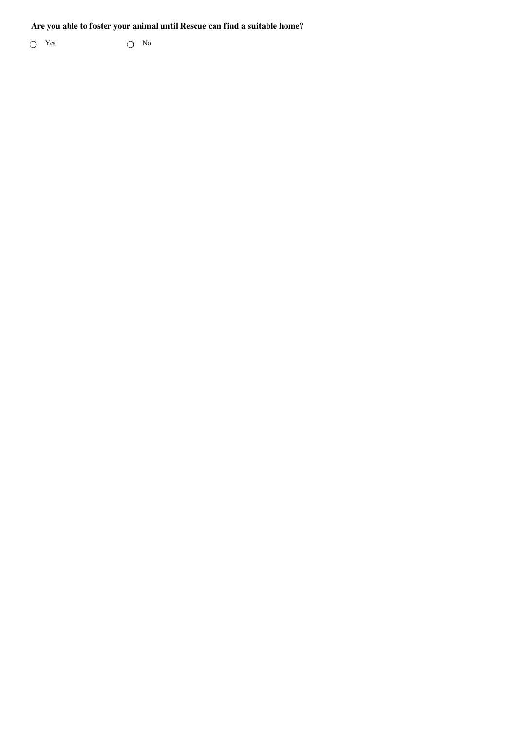**Are you able to foster your animal until Rescue can find a suitable home?**

❍ Yes ❍ No